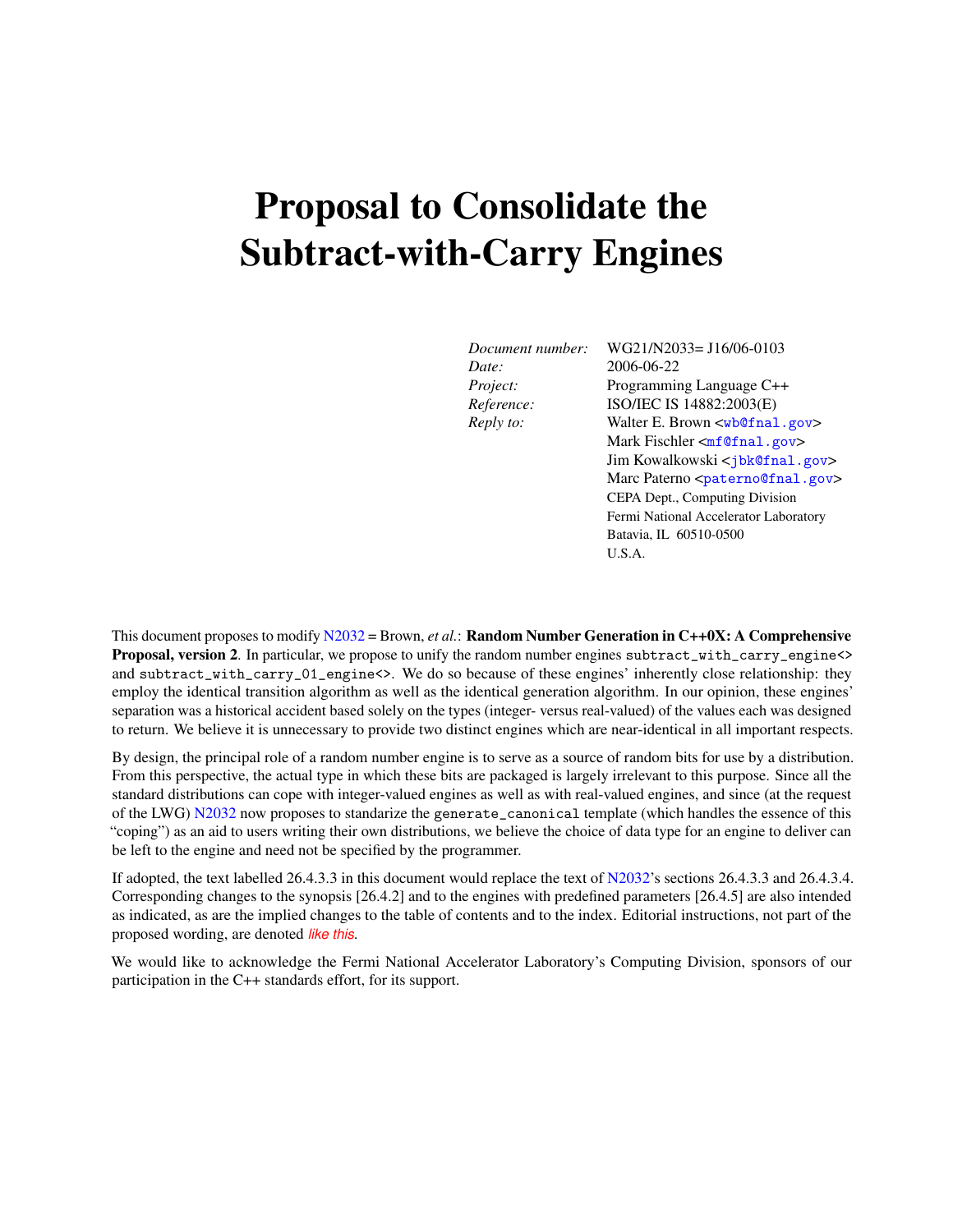# Proposal to Consolidate the Subtract-with-Carry Engines

| | |
|---|---|
| *Document number:* | WG21/N2033= J16/06-0103 |
| *Date:* | 2006-06-22 |
| *Project:* | Programming Language C++ |
| *Reference:* | ISO/IEC IS 14882:2003(E) |
| *Reply to:* | Walter E. Brown <wb@fnal.gov> |
| | Mark Fischler <mf@fnal.gov> |
| | Jim Kowalkowski <jbk@fnal.gov> |
| | Marc Paterno <paterno@fnal.gov> |
| | CEPA Dept., Computing Division |
| | Fermi National Accelerator Laboratory |
| | Batavia, IL 60510-0500 |
| | U.S.A. |

This document proposes to modify N2032 = Brown, *et al.*: **Random Number Generation in C++0X: A Comprehensive Proposal, version 2**. In particular, we propose to unify the random number engines `subtract_with_carry_engine<>` and `subtract_with_carry_01_engine<>`. We do so because of these engines' inherently close relationship: they employ the identical transition algorithm as well as the identical generation algorithm. In our opinion, these engines' separation was a historical accident based solely on the types (integer- versus real-valued) of the values each was designed to return. We believe it is unnecessary to provide two distinct engines which are near-identical in all important respects.

By design, the principal role of a random number engine is to serve as a source of random bits for use by a distribution. From this perspective, the actual type in which these bits are packaged is largely irrelevant to this purpose. Since all the standard distributions can cope with integer-valued engines as well as with real-valued engines, and since (at the request of the LWG) N2032 now proposes to standarize the `generate_canonical` template (which handles the essence of this "coping") as an aid to users writing their own distributions, we believe the choice of data type for an engine to deliver can be left to the engine and need not be specified by the programmer.

If adopted, the text labelled 26.4.3.3 in this document would replace the text of N2032's sections 26.4.3.3 and 26.4.3.4. Corresponding changes to the synopsis [26.4.2] and to the engines with predefined parameters [26.4.5] are also intended as indicated, as are the implied changes to the table of contents and to the index. Editorial instructions, not part of the proposed wording, are denoted *like this*.

We would like to acknowledge the Fermi National Accelerator Laboratory's Computing Division, sponsors of our participation in the C++ standards effort, for its support.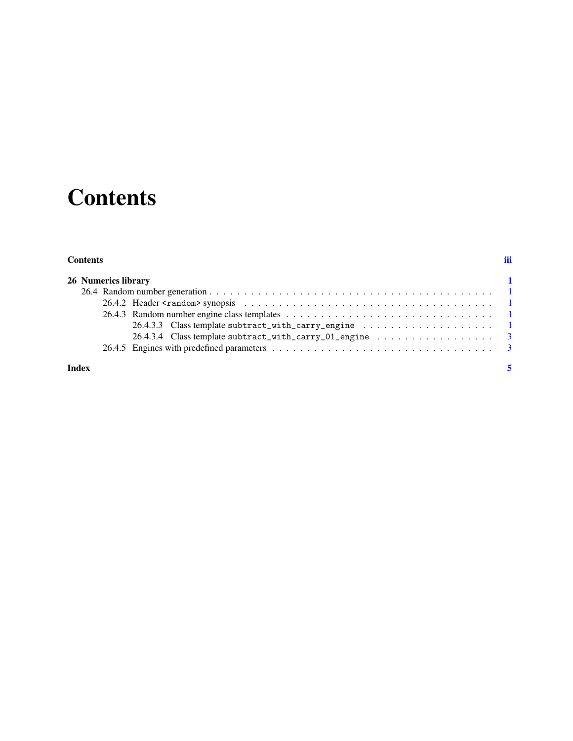# Contents

**Contents** **iii**

**26 Numerics library** **1**

- 26.4 Random number generation . . . . . . . . . . . . . . . . . . . . . . . . . . . . . . . . . . . . . . . . 1
  - 26.4.2 Header `<random>` synopsis . . . . . . . . . . . . . . . . . . . . . . . . . . . . . . . . . . . . 1
  - 26.4.3 Random number engine class templates . . . . . . . . . . . . . . . . . . . . . . . . . . . . . 1
    - 26.4.3.3 Class template `subtract_with_carry_engine` . . . . . . . . . . . . . . . . . . . . 1
    - 26.4.3.4 Class template `subtract_with_carry_01_engine` . . . . . . . . . . . . . . . . . . 3
  - 26.4.5 Engines with predefined parameters . . . . . . . . . . . . . . . . . . . . . . . . . . . . . . . 3

**Index** **5**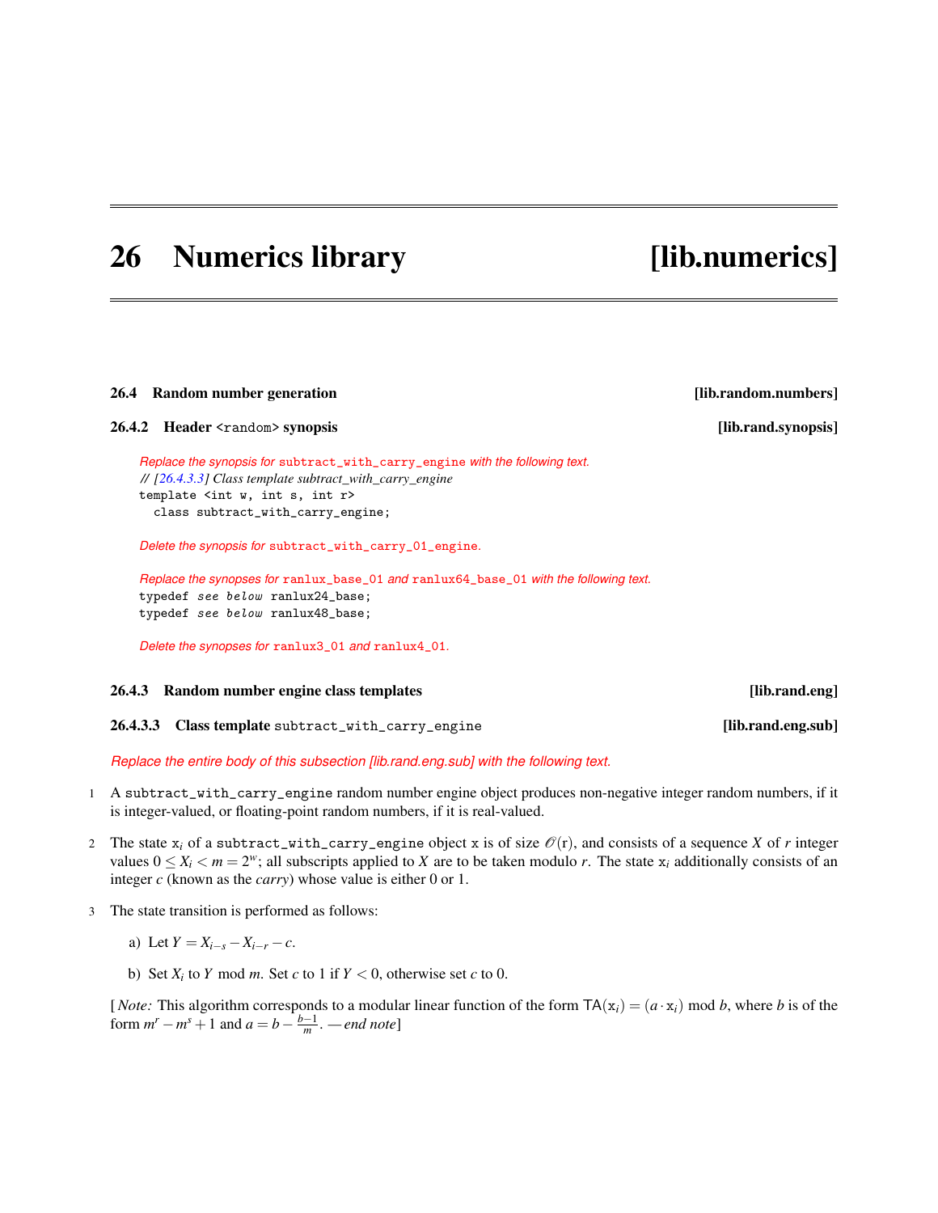# 26 Numerics library [lib.numerics]

## 26.4 Random number generation [lib.random.numbers]

### 26.4.2 Header `<random>` synopsis [lib.rand.synopsis]

*Replace the synopsis for `subtract_with_carry_engine` with the following text.*

```
// [26.4.3.3] Class template subtract_with_carry_engine
template <int w, int s, int r>
  class subtract_with_carry_engine;
```

*Delete the synopsis for `subtract_with_carry_01_engine`.*

*Replace the synopses for `ranlux_base_01` and `ranlux64_base_01` with the following text.*

```
typedef see below ranlux24_base;
typedef see below ranlux48_base;
```

*Delete the synopses for `ranlux3_01` and `ranlux4_01`.*

### 26.4.3 Random number engine class templates [lib.rand.eng]

#### 26.4.3.3 Class template `subtract_with_carry_engine` [lib.rand.eng.sub]

*Replace the entire body of this subsection [lib.rand.eng.sub] with the following text.*

1 A `subtract_with_carry_engine` random number engine object produces non-negative integer random numbers, if it is integer-valued, or floating-point random numbers, if it is real-valued.

2 The state $\mathtt{x}_i$ of a `subtract_with_carry_engine` object `x` is of size $\mathcal{O}(\mathrm{r})$, and consists of a sequence $X$ of $r$ integer values $0 \le X_i < m = 2^w$; all subscripts applied to $X$ are to be taken modulo $r$. The state $\mathtt{x}_i$ additionally consists of an integer $c$ (known as the *carry*) whose value is either 0 or 1.

3 The state transition is performed as follows:

a) Let $Y = X_{i-s} - X_{i-r} - c$.

b) Set $X_i$ to $Y \bmod m$. Set $c$ to 1 if $Y < 0$, otherwise set $c$ to 0.

[*Note:* This algorithm corresponds to a modular linear function of the form $\mathsf{TA}(\mathtt{x}_i) = (a \cdot \mathtt{x}_i) \bmod b$, where $b$ is of the form $m^r - m^s + 1$ and $a = b - \frac{b-1}{m}$. *— end note*]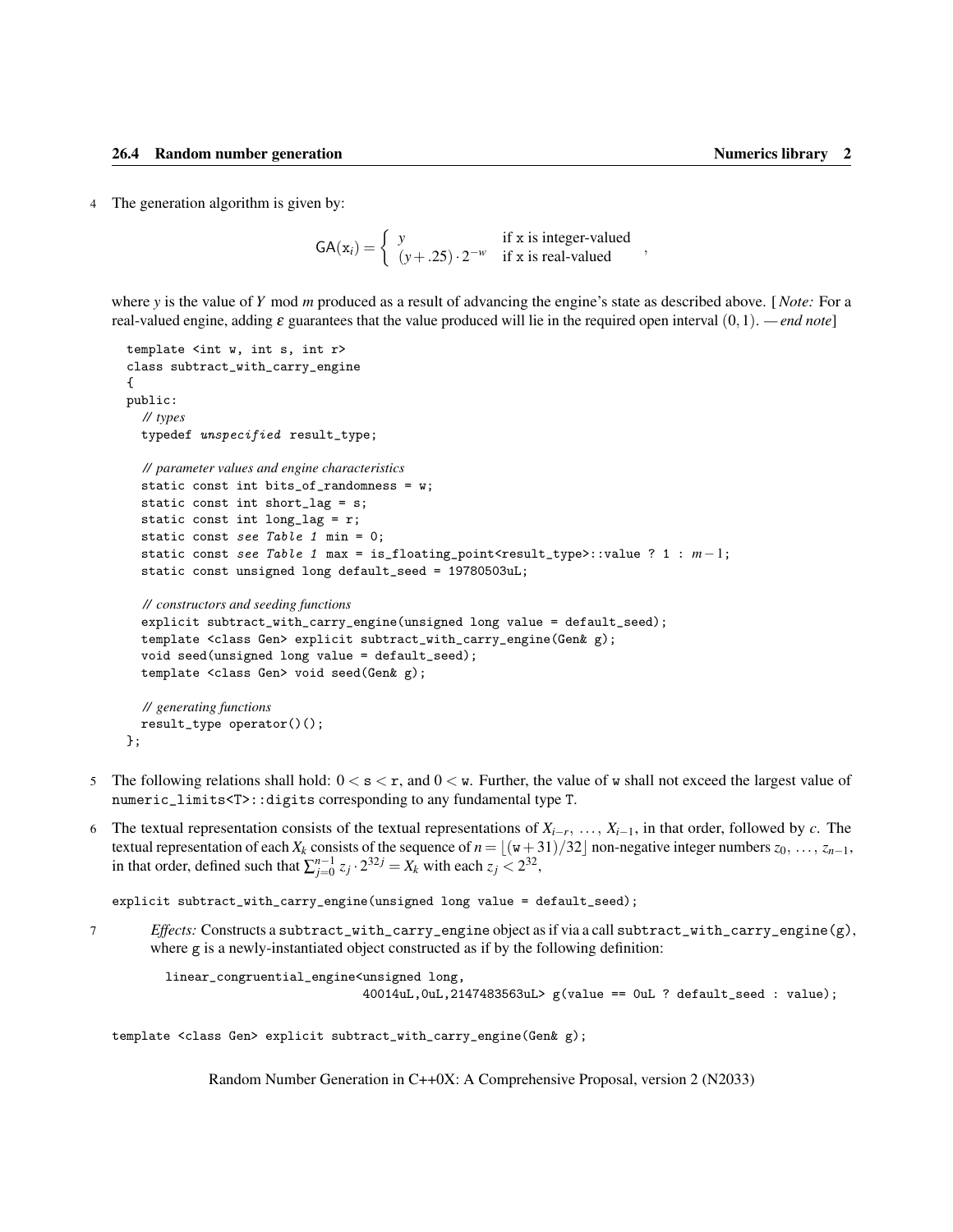4 The generation algorithm is given by:

$$\mathsf{GA}(\mathtt{x}_i) = \begin{cases} y & \text{if } \mathtt{x} \text{ is integer-valued} \\ (y + .25) \cdot 2^{-w} & \text{if } \mathtt{x} \text{ is real-valued} \end{cases},$$

where $y$ is the value of $Y \bmod m$ produced as a result of advancing the engine's state as described above. [ *Note:* For a real-valued engine, adding $\varepsilon$ guarantees that the value produced will lie in the required open interval $(0,1)$. — *end note*]

```
template <int w, int s, int r>
class subtract_with_carry_engine
{
public:
  // types
  typedef unspecified result_type;

  // parameter values and engine characteristics
  static const int bits_of_randomness = w;
  static const int short_lag = s;
  static const int long_lag = r;
  static const see Table 1 min = 0;
  static const see Table 1 max = is_floating_point<result_type>::value ? 1 : m−1;
  static const unsigned long default_seed = 19780503uL;

  // constructors and seeding functions
  explicit subtract_with_carry_engine(unsigned long value = default_seed);
  template <class Gen> explicit subtract_with_carry_engine(Gen& g);
  void seed(unsigned long value = default_seed);
  template <class Gen> void seed(Gen& g);

  // generating functions
  result_type operator()();
};
```

5 The following relations shall hold: $0 < \mathtt{s} < \mathtt{r}$, and $0 < \mathtt{w}$. Further, the value of `w` shall not exceed the largest value of `numeric_limits<T>::digits` corresponding to any fundamental type `T`.

6 The textual representation consists of the textual representations of $X_{i-r}, \ldots, X_{i-1}$, in that order, followed by $c$. The textual representation of each $X_k$ consists of the sequence of $n = \lfloor (\mathtt{w}+31)/32 \rfloor$ non-negative integer numbers $z_0, \ldots, z_{n-1}$, in that order, defined such that $\sum_{j=0}^{n-1} z_j \cdot 2^{32j} = X_k$ with each $z_j < 2^{32}$,

```
explicit subtract_with_carry_engine(unsigned long value = default_seed);
```

7 *Effects:* Constructs a `subtract_with_carry_engine` object as if via a call `subtract_with_carry_engine(g)`, where `g` is a newly-instantiated object constructed as if by the following definition:

```
linear_congruential_engine<unsigned long,
                           40014uL,0uL,2147483563uL> g(value == 0uL ? default_seed : value);
```

```
template <class Gen> explicit subtract_with_carry_engine(Gen& g);
```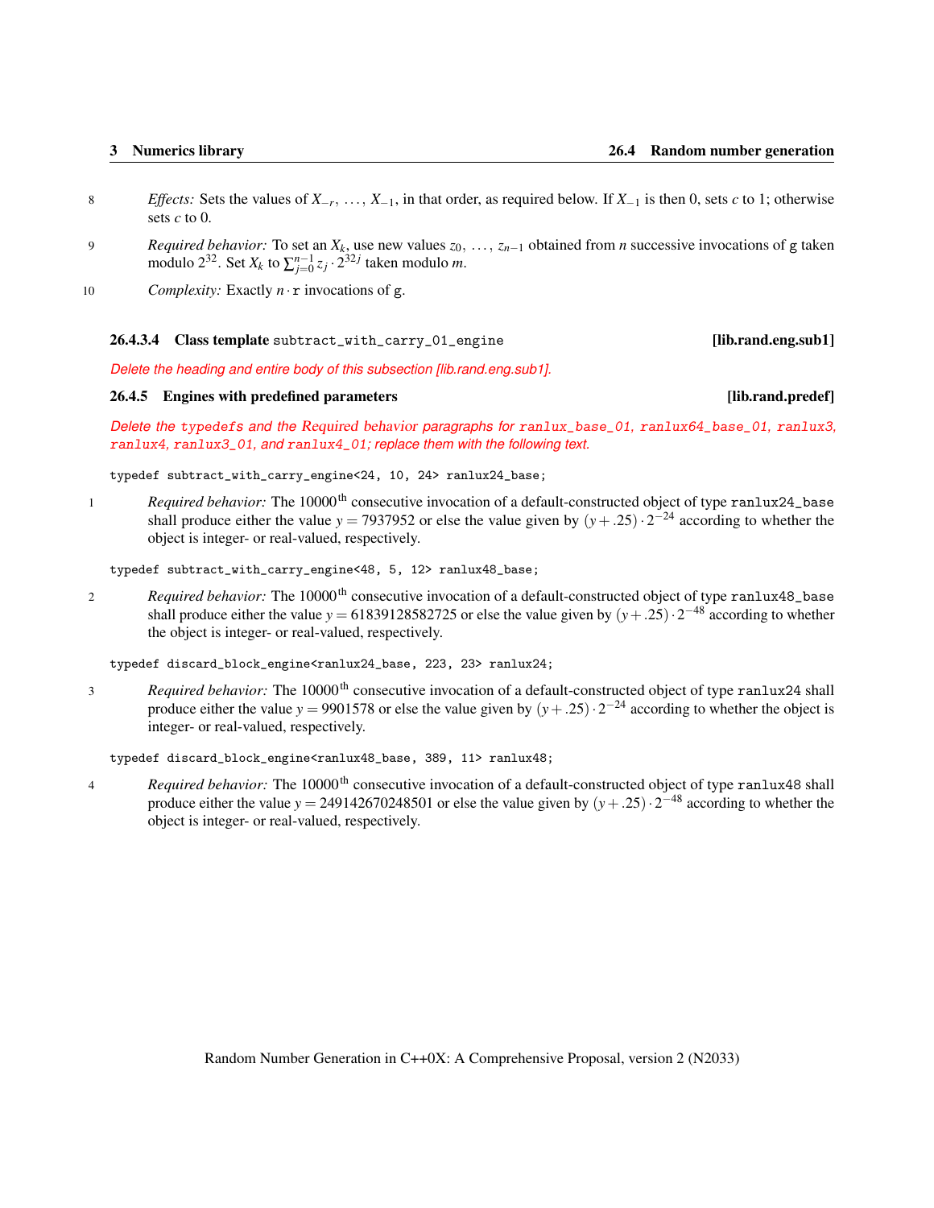8 *Effects:* Sets the values of $X_{-r}, \ldots, X_{-1}$, in that order, as required below. If $X_{-1}$ is then 0, sets $c$ to 1; otherwise sets $c$ to 0.

9 *Required behavior:* To set an $X_k$, use new values $z_0, \ldots, z_{n-1}$ obtained from $n$ successive invocations of g taken modulo $2^{32}$. Set $X_k$ to $\sum_{j=0}^{n-1} z_j \cdot 2^{32j}$ taken modulo $m$.

10 *Complexity:* Exactly $n \cdot$ r invocations of g.

#### 26.4.3.4 Class template `subtract_with_carry_01_engine` [lib.rand.eng.sub1]

*Delete the heading and entire body of this subsection [lib.rand.eng.sub1].*

### 26.4.5 Engines with predefined parameters [lib.rand.predef]

*Delete the `typedef`s and the Required behavior paragraphs for `ranlux_base_01`, `ranlux64_base_01`, `ranlux3`, `ranlux4`, `ranlux3_01`, and `ranlux4_01`; replace them with the following text.*

```
typedef subtract_with_carry_engine<24, 10, 24> ranlux24_base;
```

1 *Required behavior:* The 10000th consecutive invocation of a default-constructed object of type `ranlux24_base` shall produce either the value $y = 7937952$ or else the value given by $(y + .25) \cdot 2^{-24}$ according to whether the object is integer- or real-valued, respectively.

```
typedef subtract_with_carry_engine<48, 5, 12> ranlux48_base;
```

2 *Required behavior:* The 10000th consecutive invocation of a default-constructed object of type `ranlux48_base` shall produce either the value $y = 61839128582725$ or else the value given by $(y + .25) \cdot 2^{-48}$ according to whether the object is integer- or real-valued, respectively.

```
typedef discard_block_engine<ranlux24_base, 223, 23> ranlux24;
```

3 *Required behavior:* The 10000th consecutive invocation of a default-constructed object of type `ranlux24` shall produce either the value $y = 9901578$ or else the value given by $(y + .25) \cdot 2^{-24}$ according to whether the object is integer- or real-valued, respectively.

```
typedef discard_block_engine<ranlux48_base, 389, 11> ranlux48;
```

4 *Required behavior:* The 10000th consecutive invocation of a default-constructed object of type `ranlux48` shall produce either the value $y = 249142670248501$ or else the value given by $(y + .25) \cdot 2^{-48}$ according to whether the object is integer- or real-valued, respectively.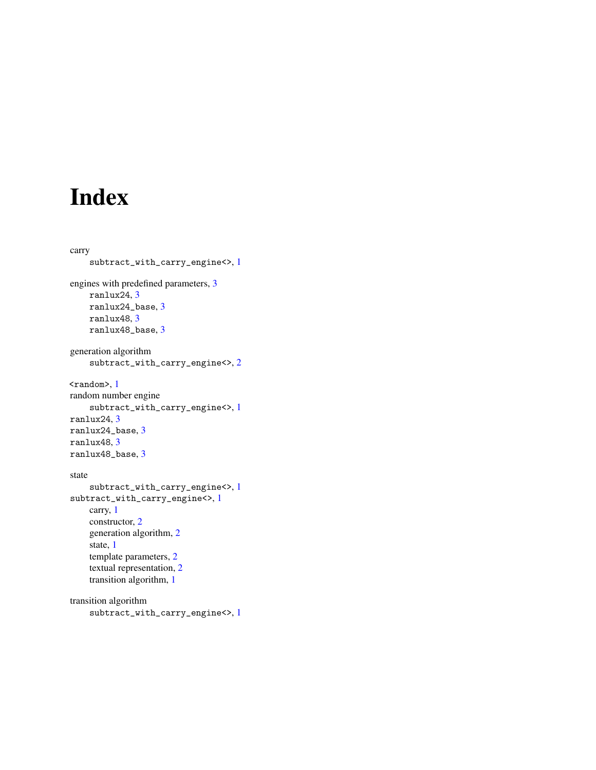# Index

carry
    `subtract_with_carry_engine<>`, 1

engines with predefined parameters, 3
    `ranlux24`, 3
    `ranlux24_base`, 3
    `ranlux48`, 3
    `ranlux48_base`, 3

generation algorithm
    `subtract_with_carry_engine<>`, 2

`<random>`, 1
random number engine
    `subtract_with_carry_engine<>`, 1
`ranlux24`, 3
`ranlux24_base`, 3
`ranlux48`, 3
`ranlux48_base`, 3

state
    `subtract_with_carry_engine<>`, 1
`subtract_with_carry_engine<>`, 1
    carry, 1
    constructor, 2
    generation algorithm, 2
    state, 1
    template parameters, 2
    textual representation, 2
    transition algorithm, 1

transition algorithm
    `subtract_with_carry_engine<>`, 1